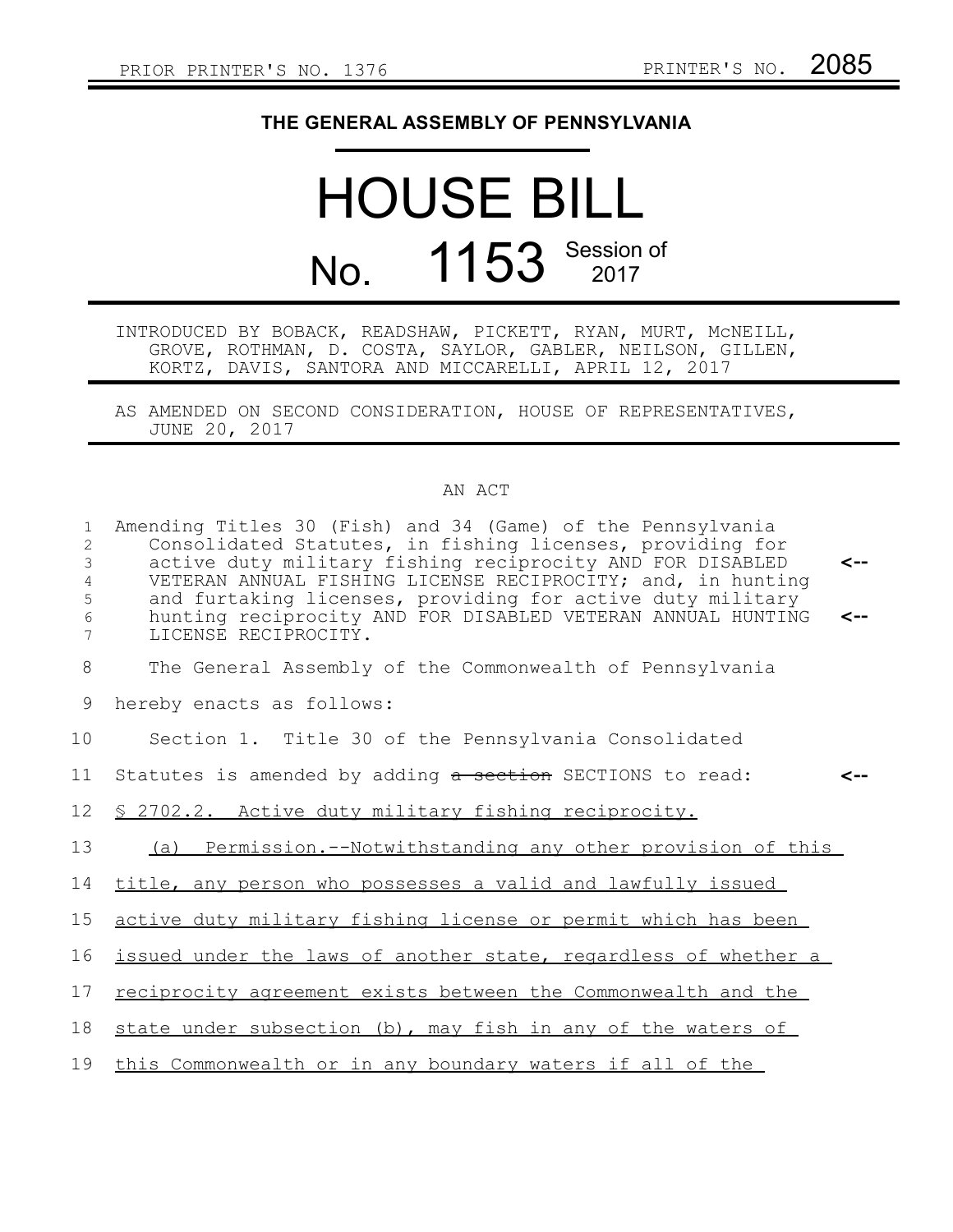PRIOR PRINTER'S NO. 1376 PRINTER'S NO. 2085

# THE GENERAL ASSEMBLY OF PENNSYLVANIA

# HOUSE BILL

## No. 1153 Session of 2017

INTRODUCED BY BOBACK, READSHAW, PICKETT, RYAN, MURT, McNEILL, GROVE, ROTHMAN, D. COSTA, SAYLOR, GABLER, NEILSON, GILLEN, KORTZ, DAVIS, SANTORA AND MICCARELLI, APRIL 12, 2017

AS AMENDED ON SECOND CONSIDERATION, HOUSE OF REPRESENTATIVES, JUNE 20, 2017

AN ACT

Amending Titles 30 (Fish) and 34 (Game) of the Pennsylvania Consolidated Statutes, in fishing licenses, providing for active duty military fishing reciprocity AND FOR DISABLED VETERAN ANNUAL FISHING LICENSE RECIPROCITY; and, in hunting and furtaking licenses, providing for active duty military hunting reciprocity AND FOR DISABLED VETERAN ANNUAL HUNTING LICENSE RECIPROCITY.

The General Assembly of the Commonwealth of Pennsylvania hereby enacts as follows:

Section 1. Title 30 of the Pennsylvania Consolidated Statutes is amended by adding ~~a section~~ SECTIONS to read:

§ 2702.2. Active duty military fishing reciprocity.

(a) Permission.--Notwithstanding any other provision of this title, any person who possesses a valid and lawfully issued active duty military fishing license or permit which has been issued under the laws of another state, regardless of whether a reciprocity agreement exists between the Commonwealth and the state under subsection (b), may fish in any of the waters of this Commonwealth or in any boundary waters if all of the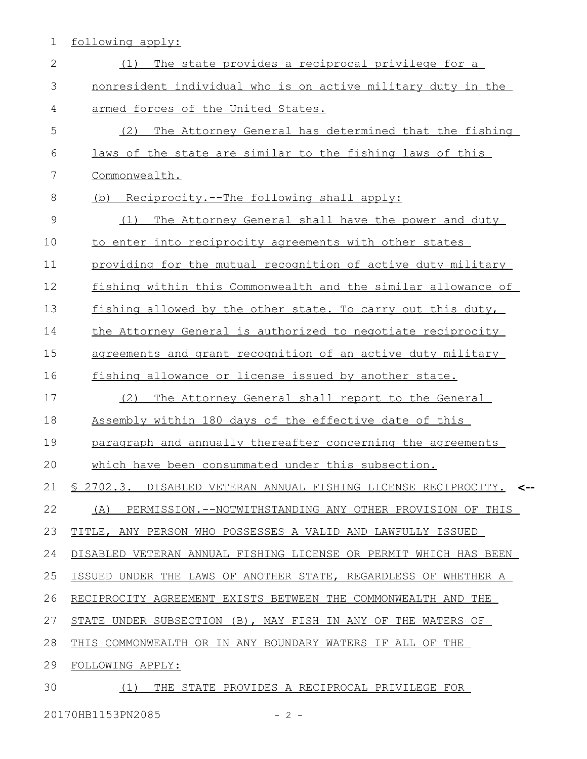following apply:

(1) The state provides a reciprocal privilege for a nonresident individual who is on active military duty in the armed forces of the United States.

(2) The Attorney General has determined that the fishing laws of the state are similar to the fishing laws of this Commonwealth.

(b) Reciprocity.--The following shall apply:

(1) The Attorney General shall have the power and duty to enter into reciprocity agreements with other states providing for the mutual recognition of active duty military fishing within this Commonwealth and the similar allowance of fishing allowed by the other state. To carry out this duty, the Attorney General is authorized to negotiate reciprocity agreements and grant recognition of an active duty military fishing allowance or license issued by another state.

(2) The Attorney General shall report to the General Assembly within 180 days of the effective date of this paragraph and annually thereafter concerning the agreements which have been consummated under this subsection.

§ 2702.3. DISABLED VETERAN ANNUAL FISHING LICENSE RECIPROCITY. <--

(A) PERMISSION.--NOTWITHSTANDING ANY OTHER PROVISION OF THIS TITLE, ANY PERSON WHO POSSESSES A VALID AND LAWFULLY ISSUED DISABLED VETERAN ANNUAL FISHING LICENSE OR PERMIT WHICH HAS BEEN ISSUED UNDER THE LAWS OF ANOTHER STATE, REGARDLESS OF WHETHER A RECIPROCITY AGREEMENT EXISTS BETWEEN THE COMMONWEALTH AND THE STATE UNDER SUBSECTION (B), MAY FISH IN ANY OF THE WATERS OF THIS COMMONWEALTH OR IN ANY BOUNDARY WATERS IF ALL OF THE FOLLOWING APPLY:

(1) THE STATE PROVIDES A RECIPROCAL PRIVILEGE FOR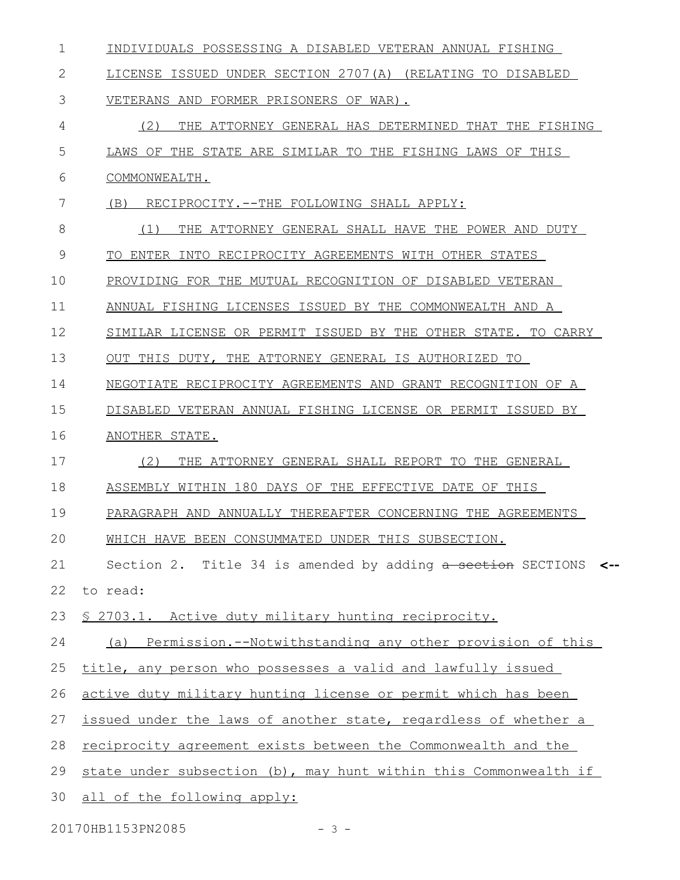INDIVIDUALS POSSESSING A DISABLED VETERAN ANNUAL FISHING LICENSE ISSUED UNDER SECTION 2707(A) (RELATING TO DISABLED VETERANS AND FORMER PRISONERS OF WAR).

(2) THE ATTORNEY GENERAL HAS DETERMINED THAT THE FISHING LAWS OF THE STATE ARE SIMILAR TO THE FISHING LAWS OF THIS COMMONWEALTH.

(B) RECIPROCITY.--THE FOLLOWING SHALL APPLY:

(1) THE ATTORNEY GENERAL SHALL HAVE THE POWER AND DUTY TO ENTER INTO RECIPROCITY AGREEMENTS WITH OTHER STATES PROVIDING FOR THE MUTUAL RECOGNITION OF DISABLED VETERAN ANNUAL FISHING LICENSES ISSUED BY THE COMMONWEALTH AND A SIMILAR LICENSE OR PERMIT ISSUED BY THE OTHER STATE. TO CARRY OUT THIS DUTY, THE ATTORNEY GENERAL IS AUTHORIZED TO NEGOTIATE RECIPROCITY AGREEMENTS AND GRANT RECOGNITION OF A DISABLED VETERAN ANNUAL FISHING LICENSE OR PERMIT ISSUED BY ANOTHER STATE.

(2) THE ATTORNEY GENERAL SHALL REPORT TO THE GENERAL ASSEMBLY WITHIN 180 DAYS OF THE EFFECTIVE DATE OF THIS PARAGRAPH AND ANNUALLY THEREAFTER CONCERNING THE AGREEMENTS WHICH HAVE BEEN CONSUMMATED UNDER THIS SUBSECTION.

Section 2. Title 34 is amended by adding ~~a section~~ SECTIONS **<--** to read:

§ 2703.1. Active duty military hunting reciprocity.

(a) Permission.--Notwithstanding any other provision of this title, any person who possesses a valid and lawfully issued active duty military hunting license or permit which has been issued under the laws of another state, regardless of whether a reciprocity agreement exists between the Commonwealth and the state under subsection (b), may hunt within this Commonwealth if all of the following apply: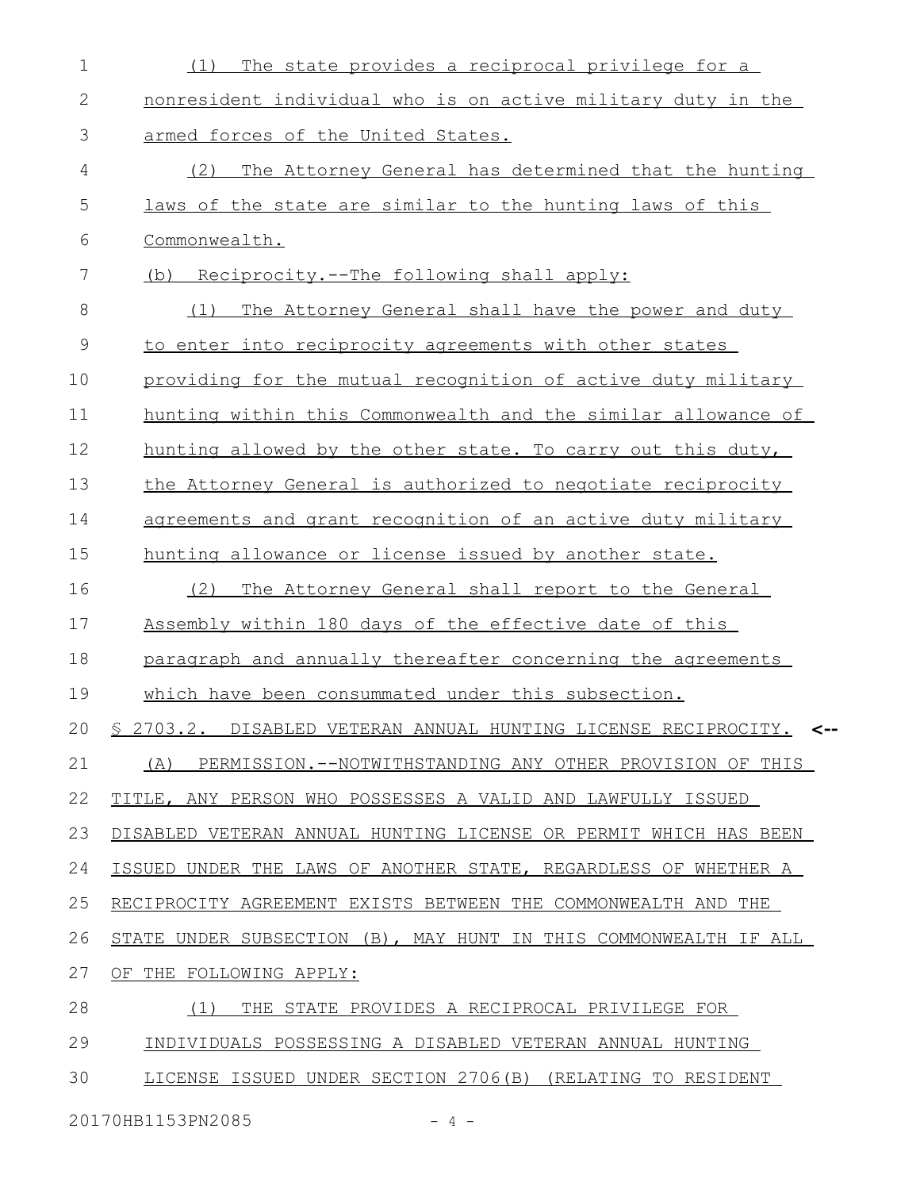(1) The state provides a reciprocal privilege for a nonresident individual who is on active military duty in the armed forces of the United States.

(2) The Attorney General has determined that the hunting laws of the state are similar to the hunting laws of this Commonwealth.

(b) Reciprocity.--The following shall apply:

(1) The Attorney General shall have the power and duty to enter into reciprocity agreements with other states providing for the mutual recognition of active duty military hunting within this Commonwealth and the similar allowance of hunting allowed by the other state. To carry out this duty, the Attorney General is authorized to negotiate reciprocity agreements and grant recognition of an active duty military hunting allowance or license issued by another state.

(2) The Attorney General shall report to the General Assembly within 180 days of the effective date of this paragraph and annually thereafter concerning the agreements which have been consummated under this subsection.

§ 2703.2. DISABLED VETERAN ANNUAL HUNTING LICENSE RECIPROCITY. <--

(A) PERMISSION.--NOTWITHSTANDING ANY OTHER PROVISION OF THIS TITLE, ANY PERSON WHO POSSESSES A VALID AND LAWFULLY ISSUED DISABLED VETERAN ANNUAL HUNTING LICENSE OR PERMIT WHICH HAS BEEN ISSUED UNDER THE LAWS OF ANOTHER STATE, REGARDLESS OF WHETHER A RECIPROCITY AGREEMENT EXISTS BETWEEN THE COMMONWEALTH AND THE STATE UNDER SUBSECTION (B), MAY HUNT IN THIS COMMONWEALTH IF ALL OF THE FOLLOWING APPLY:

(1) THE STATE PROVIDES A RECIPROCAL PRIVILEGE FOR INDIVIDUALS POSSESSING A DISABLED VETERAN ANNUAL HUNTING LICENSE ISSUED UNDER SECTION 2706(B) (RELATING TO RESIDENT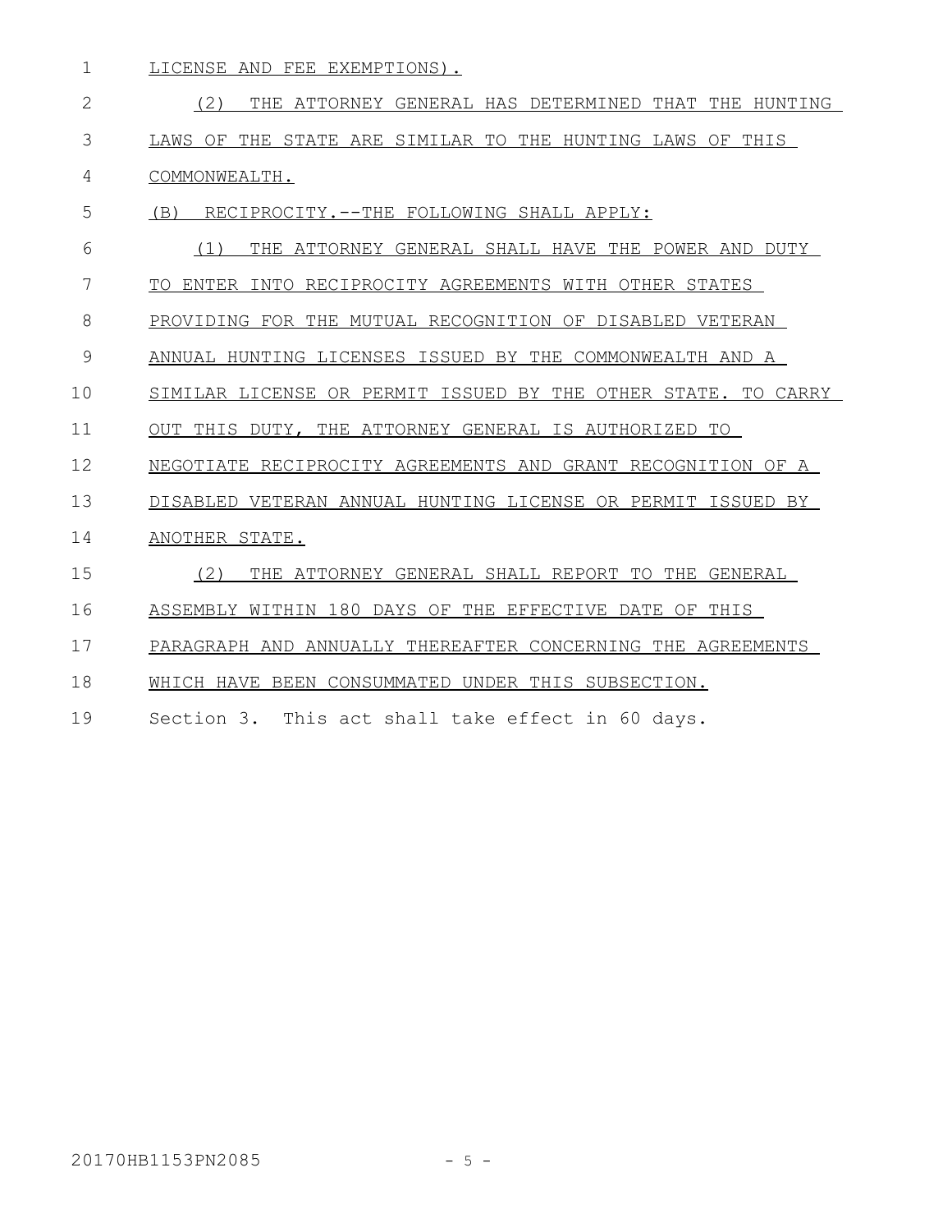LICENSE AND FEE EXEMPTIONS).

(2) THE ATTORNEY GENERAL HAS DETERMINED THAT THE HUNTING LAWS OF THE STATE ARE SIMILAR TO THE HUNTING LAWS OF THIS COMMONWEALTH.

(B) RECIPROCITY.--THE FOLLOWING SHALL APPLY:

(1) THE ATTORNEY GENERAL SHALL HAVE THE POWER AND DUTY TO ENTER INTO RECIPROCITY AGREEMENTS WITH OTHER STATES PROVIDING FOR THE MUTUAL RECOGNITION OF DISABLED VETERAN ANNUAL HUNTING LICENSES ISSUED BY THE COMMONWEALTH AND A SIMILAR LICENSE OR PERMIT ISSUED BY THE OTHER STATE. TO CARRY OUT THIS DUTY, THE ATTORNEY GENERAL IS AUTHORIZED TO NEGOTIATE RECIPROCITY AGREEMENTS AND GRANT RECOGNITION OF A DISABLED VETERAN ANNUAL HUNTING LICENSE OR PERMIT ISSUED BY ANOTHER STATE.

(2) THE ATTORNEY GENERAL SHALL REPORT TO THE GENERAL ASSEMBLY WITHIN 180 DAYS OF THE EFFECTIVE DATE OF THIS PARAGRAPH AND ANNUALLY THEREAFTER CONCERNING THE AGREEMENTS WHICH HAVE BEEN CONSUMMATED UNDER THIS SUBSECTION.

Section 3. This act shall take effect in 60 days.